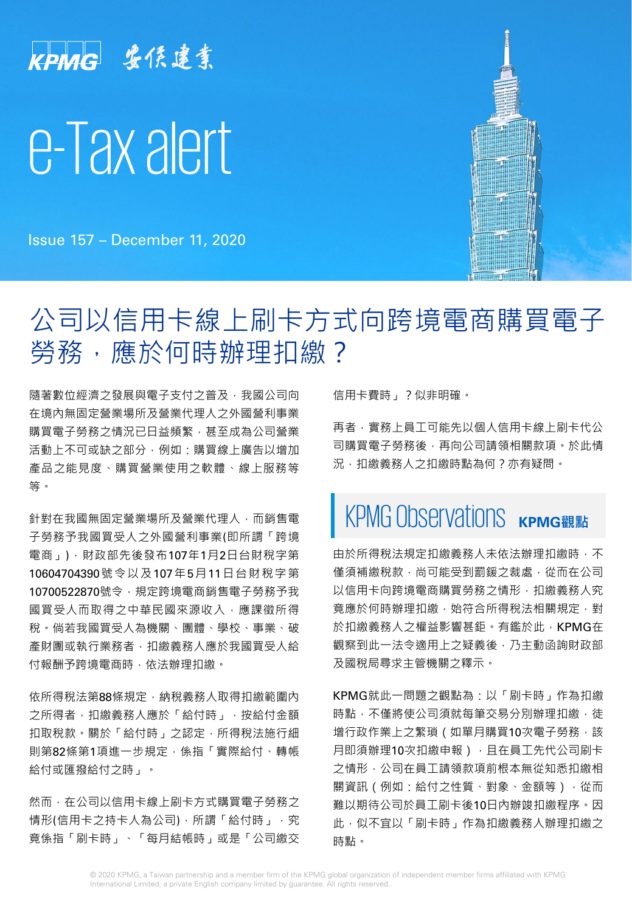KPMG 安侯建業

# e-Tax alert

Issue 157 – December 11, 2020

## 公司以信用卡線上刷卡方式向跨境電商購買電子勞務，應於何時辦理扣繳？

隨著數位經濟之發展與電子支付之普及，我國公司向在境內無固定營業場所及營業代理人之外國營利事業購買電子勞務之情況已日益頻繁，甚至成為公司營業活動上不可或缺之部分，例如：購買線上廣告以增加產品之能見度、購買營業使用之軟體、線上服務等等。

針對在我國無固定營業場所及營業代理人，而銷售電子勞務予我國買受人之外國營利事業(即所謂「跨境電商」)，財政部先後發布107年1月2日台財稅字第10604704390號令以及107年5月11日台財稅字第10700522870號令，規定跨境電商銷售電子勞務予我國買受人而取得之中華民國來源收入，應課徵所得稅。倘若我國買受人為機關、團體、學校、事業、破產財團或執行業務者，扣繳義務人應於我國買受人給付報酬予跨境電商時，依法辦理扣繳。

依所得稅法第88條規定，納稅義務人取得扣繳範圍內之所得者，扣繳義務人應於「給付時」，按給付金額扣取稅款。關於「給付時」之認定，所得稅法施行細則第82條第1項進一步規定，係指「實際給付、轉帳給付或匯撥給付之時」。

然而，在公司以信用卡線上刷卡方式購買電子勞務之情形(信用卡之持卡人為公司)，所謂「給付時」，究竟係指「刷卡時」、「每月結帳時」或是「公司繳交信用卡費時」？似非明確。

再者，實務上員工可能先以個人信用卡線上刷卡代公司購買電子勞務後，再向公司請領相關款項。於此情況，扣繳義務人之扣繳時點為何？亦有疑問。

## KPMG Observations KPMG觀點

由於所得稅法規定扣繳義務人未依法辦理扣繳時，不僅須補繳稅款，尚可能受到罰鍰之裁處，從而在公司以信用卡向跨境電商購買勞務之情形，扣繳義務人究竟應於何時辦理扣繳，始符合所得稅法相關規定，對於扣繳義務人之權益影響甚鉅。有鑑於此，KPMG在觀察到此一法令適用上之疑義後，乃主動函詢財政部及國稅局尋求主管機關之釋示。

KPMG就此一問題之觀點為：以「刷卡時」作為扣繳時點，不僅將使公司須就每筆交易分別辦理扣繳，徒增行政作業上之繁瑣（如單月購買10次電子勞務，該月即須辦理10次扣繳申報），且在員工先代公司刷卡之情形，公司在員工請領款項前根本無從知悉扣繳相關資訊（例如：給付之性質、對象、金額等），從而難以期待公司於員工刷卡後10日內辦竣扣繳程序。因此，似不宜以「刷卡時」作為扣繳義務人辦理扣繳之時點。

© 2020 KPMG, a Taiwan partnership and a member firm of the KPMG global organization of independent member firms affiliated with KPMG International Limited, a private English company limited by guarantee. All rights reserved..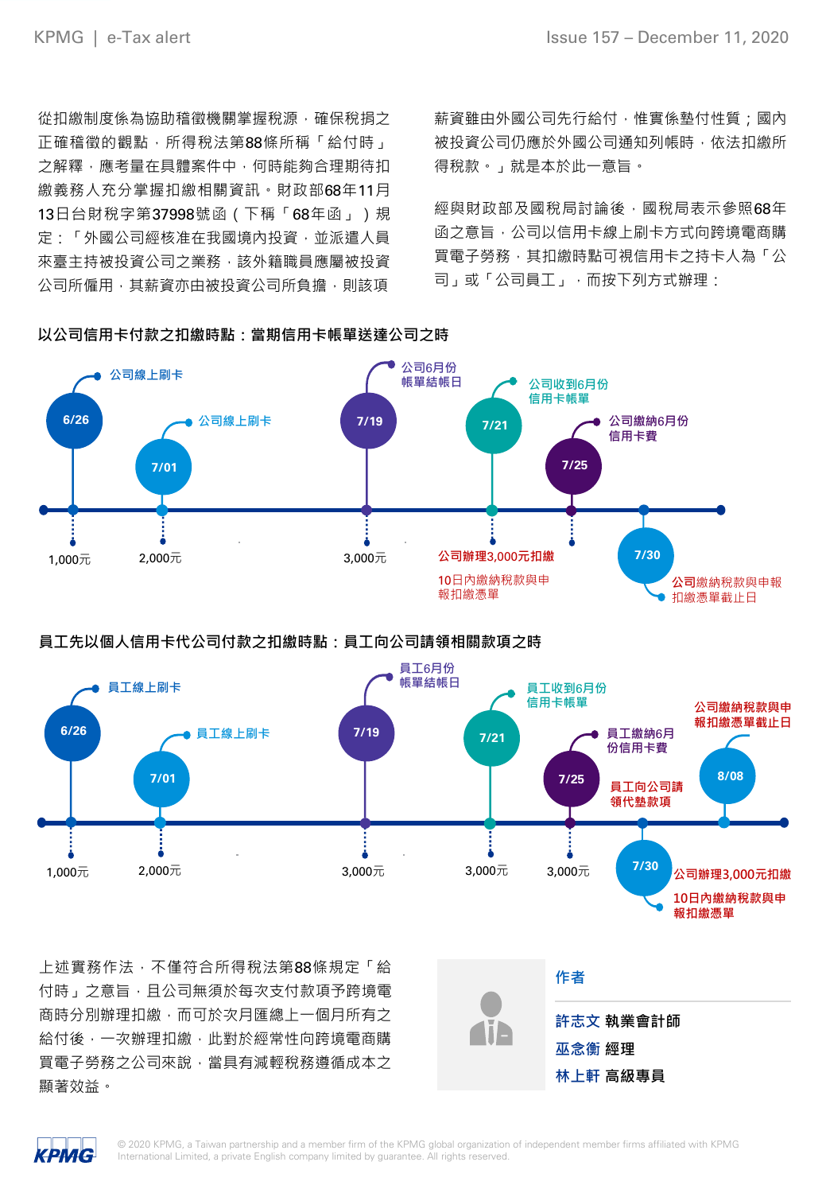從扣繳制度係為協助稽徵機關掌握稅源，確保稅捐之正確稽徵的觀點，所得稅法第88條所稱「給付時」之解釋，應考量在具體案件中，何時能夠合理期待扣繳義務人充分掌握扣繳相關資訊。財政部68年11月13日台財稅字第37998號函（下稱「68年函」）規定：「外國公司經核准在我國境內投資，並派遣人員來臺主持被投資公司之業務，該外籍職員應屬被投資公司所僱用，其薪資亦由被投資公司所負擔，則該項薪資雖由外國公司先行給付，惟實係墊付性質；國內被投資公司仍應於外國公司通知列帳時，依法扣繳所得稅款。」就是本於此一意旨。

經與財政部及國稅局討論後，國稅局表示參照68年函之意旨，公司以信用卡線上刷卡方式向跨境電商購買電子勞務，其扣繳時點可視信用卡之持卡人為「公司」或「公司員工」，而按下列方式辦理：

**以公司信用卡付款之扣繳時點：當期信用卡帳單送達公司之時**

- 6/26：公司線上刷卡（1,000元）
- 7/01：公司線上刷卡（2,000元）
- 7/19：公司6月份帳單結帳日（3,000元）
- 7/21：公司收到6月份信用卡帳單；公司辦理3,000元扣繳，10日內繳納稅款與申報扣繳憑單
- 7/25：公司繳納6月份信用卡費
- 7/30：公司繳納稅款與申報扣繳憑單截止日

**員工先以個人信用卡代公司付款之扣繳時點：員工向公司請領相關款項之時**

- 6/26：員工線上刷卡（1,000元）
- 7/01：員工線上刷卡（2,000元）
- 7/19：員工6月份帳單結帳日（3,000元）
- 7/21：員工收到6月份信用卡帳單（3,000元）
- 7/25：員工繳納6月份信用卡費（3,000元）
- 7/30：員工向公司請領代墊款項；公司辦理3,000元扣繳，10日內繳納稅款與申報扣繳憑單
- 8/08：公司繳納稅款與申報扣繳憑單截止日

上述實務作法，不僅符合所得稅法第88條規定「給付時」之意旨，且公司無須於每次支付款項予跨境電商時分別辦理扣繳，而可於次月匯總上一個月所有之給付後，一次辦理扣繳，此對於經常性向跨境電商購買電子勞務之公司來說，當具有減輕稅務遵循成本之顯著效益。

**作者**

許志文 執業會計師
巫念衡 經理
林上軒 高級專員

© 2020 KPMG, a Taiwan partnership and a member firm of the KPMG global organization of independent member firms affiliated with KPMG International Limited, a private English company limited by guarantee. All rights reserved.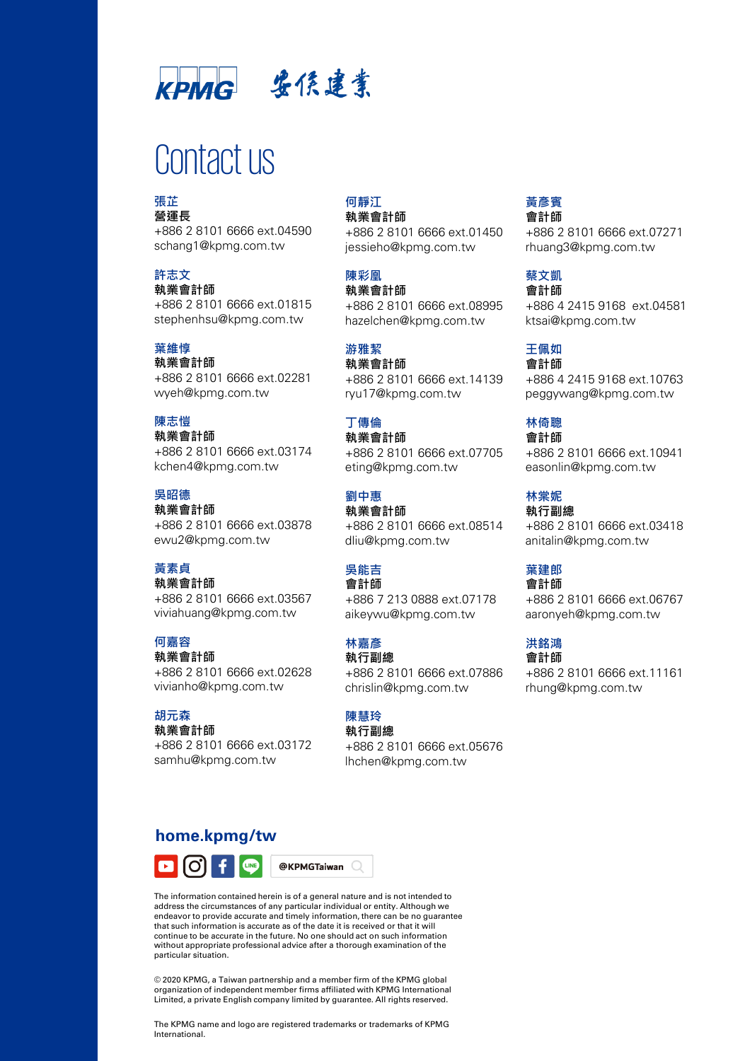KPMG 安侯建業

# Contact us

**張芷**
**營運長**
+886 2 8101 6666 ext.04590
schang1@kpmg.com.tw

**許志文**
**執業會計師**
+886 2 8101 6666 ext.01815
stephenhsu@kpmg.com.tw

**葉維惇**
**執業會計師**
+886 2 8101 6666 ext.02281
wyeh@kpmg.com.tw

**陳志愷**
**執業會計師**
+886 2 8101 6666 ext.03174
kchen4@kpmg.com.tw

**吳昭德**
**執業會計師**
+886 2 8101 6666 ext.03878
ewu2@kpmg.com.tw

**黃素貞**
**執業會計師**
+886 2 8101 6666 ext.03567
viviahuang@kpmg.com.tw

**何嘉容**
**執業會計師**
+886 2 8101 6666 ext.02628
vivianho@kpmg.com.tw

**胡元森**
**執業會計師**
+886 2 8101 6666 ext.03172
samhu@kpmg.com.tw

**何靜江**
**執業會計師**
+886 2 8101 6666 ext.01450
jessieho@kpmg.com.tw

**陳彩凰**
**執業會計師**
+886 2 8101 6666 ext.08995
hazelchen@kpmg.com.tw

**游雅絜**
**執業會計師**
+886 2 8101 6666 ext.14139
ryu17@kpmg.com.tw

**丁傳倫**
**執業會計師**
+886 2 8101 6666 ext.07705
eting@kpmg.com.tw

**劉中惠**
**執業會計師**
+886 2 8101 6666 ext.08514
dliu@kpmg.com.tw

**吳能吉**
**會計師**
+886 7 213 0888 ext.07178
aikeywu@kpmg.com.tw

**林嘉彥**
**執行副總**
+886 2 8101 6666 ext.07886
chrislin@kpmg.com.tw

**陳慧玲**
**執行副總**
+886 2 8101 6666 ext.05676
lhchen@kpmg.com.tw

**黃彥賓**
**會計師**
+886 2 8101 6666 ext.07271
rhuang3@kpmg.com.tw

**蔡文凱**
**會計師**
+886 4 2415 9168 ext.04581
ktsai@kpmg.com.tw

**王佩如**
**會計師**
+886 4 2415 9168 ext.10763
peggywang@kpmg.com.tw

**林倚聰**
**會計師**
+886 2 8101 6666 ext.10941
easonlin@kpmg.com.tw

**林棠妮**
**執行副總**
+886 2 8101 6666 ext.03418
anitalin@kpmg.com.tw

**葉建郎**
**會計師**
+886 2 8101 6666 ext.06767
aaronyeh@kpmg.com.tw

**洪銘鴻**
**會計師**
+886 2 8101 6666 ext.11161
rhung@kpmg.com.tw

**home.kpmg/tw**

@KPMGTaiwan

The information contained herein is of a general nature and is not intended to address the circumstances of any particular individual or entity. Although we endeavor to provide accurate and timely information, there can be no guarantee that such information is accurate as of the date it is received or that it will continue to be accurate in the future. No one should act on such information without appropriate professional advice after a thorough examination of the particular situation.

© 2020 KPMG, a Taiwan partnership and a member firm of the KPMG global organization of independent member firms affiliated with KPMG International Limited, a private English company limited by guarantee. All rights reserved.

The KPMG name and logo are registered trademarks or trademarks of KPMG International.